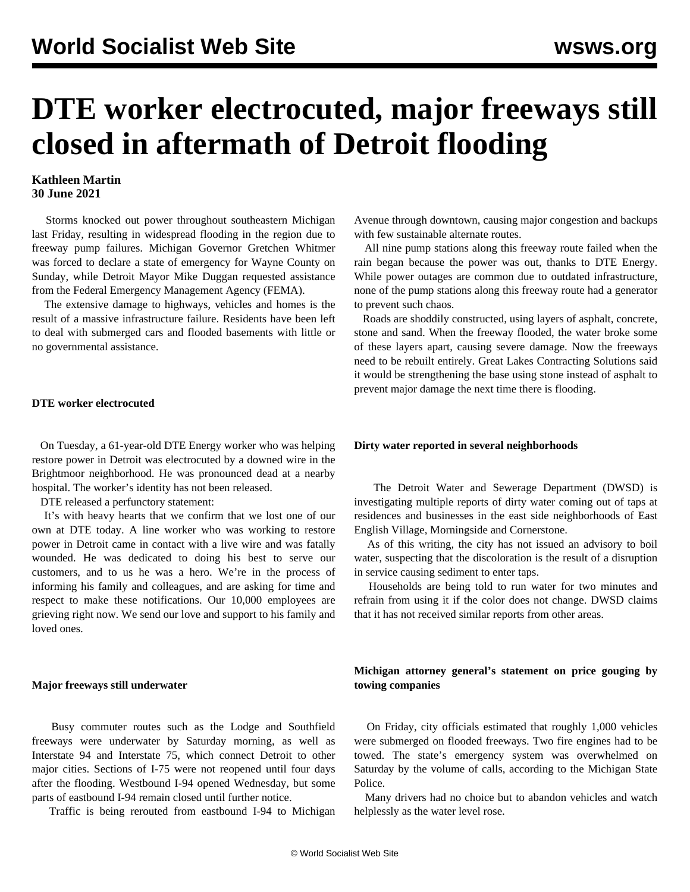# DTE worker electrocuted, major freeways still closed in aftermath of Detroit flooding

**Kathleen Martin**
**30 June 2021**

Storms knocked out power throughout southeastern Michigan last Friday, resulting in widespread flooding in the region due to freeway pump failures. Michigan Governor Gretchen Whitmer was forced to declare a state of emergency for Wayne County on Sunday, while Detroit Mayor Mike Duggan requested assistance from the Federal Emergency Management Agency (FEMA).

The extensive damage to highways, vehicles and homes is the result of a massive infrastructure failure. Residents have been left to deal with submerged cars and flooded basements with little or no governmental assistance.

#### DTE worker electrocuted

On Tuesday, a 61-year-old DTE Energy worker who was helping restore power in Detroit was electrocuted by a downed wire in the Brightmoor neighborhood. He was pronounced dead at a nearby hospital. The worker's identity has not been released.

DTE released a perfunctory statement:

It's with heavy hearts that we confirm that we lost one of our own at DTE today. A line worker who was working to restore power in Detroit came in contact with a live wire and was fatally wounded. He was dedicated to doing his best to serve our customers, and to us he was a hero. We're in the process of informing his family and colleagues, and are asking for time and respect to make these notifications. Our 10,000 employees are grieving right now. We send our love and support to his family and loved ones.

#### Major freeways still underwater

Busy commuter routes such as the Lodge and Southfield freeways were underwater by Saturday morning, as well as Interstate 94 and Interstate 75, which connect Detroit to other major cities. Sections of I-75 were not reopened until four days after the flooding. Westbound I-94 opened Wednesday, but some parts of eastbound I-94 remain closed until further notice.

Traffic is being rerouted from eastbound I-94 to Michigan Avenue through downtown, causing major congestion and backups with few sustainable alternate routes.

All nine pump stations along this freeway route failed when the rain began because the power was out, thanks to DTE Energy. While power outages are common due to outdated infrastructure, none of the pump stations along this freeway route had a generator to prevent such chaos.

Roads are shoddily constructed, using layers of asphalt, concrete, stone and sand. When the freeway flooded, the water broke some of these layers apart, causing severe damage. Now the freeways need to be rebuilt entirely. Great Lakes Contracting Solutions said it would be strengthening the base using stone instead of asphalt to prevent major damage the next time there is flooding.

#### Dirty water reported in several neighborhoods

The Detroit Water and Sewerage Department (DWSD) is investigating multiple reports of dirty water coming out of taps at residences and businesses in the east side neighborhoods of East English Village, Morningside and Cornerstone.

As of this writing, the city has not issued an advisory to boil water, suspecting that the discoloration is the result of a disruption in service causing sediment to enter taps.

Households are being told to run water for two minutes and refrain from using it if the color does not change. DWSD claims that it has not received similar reports from other areas.

#### Michigan attorney general's statement on price gouging by towing companies

On Friday, city officials estimated that roughly 1,000 vehicles were submerged on flooded freeways. Two fire engines had to be towed. The state's emergency system was overwhelmed on Saturday by the volume of calls, according to the Michigan State Police.

Many drivers had no choice but to abandon vehicles and watch helplessly as the water level rose.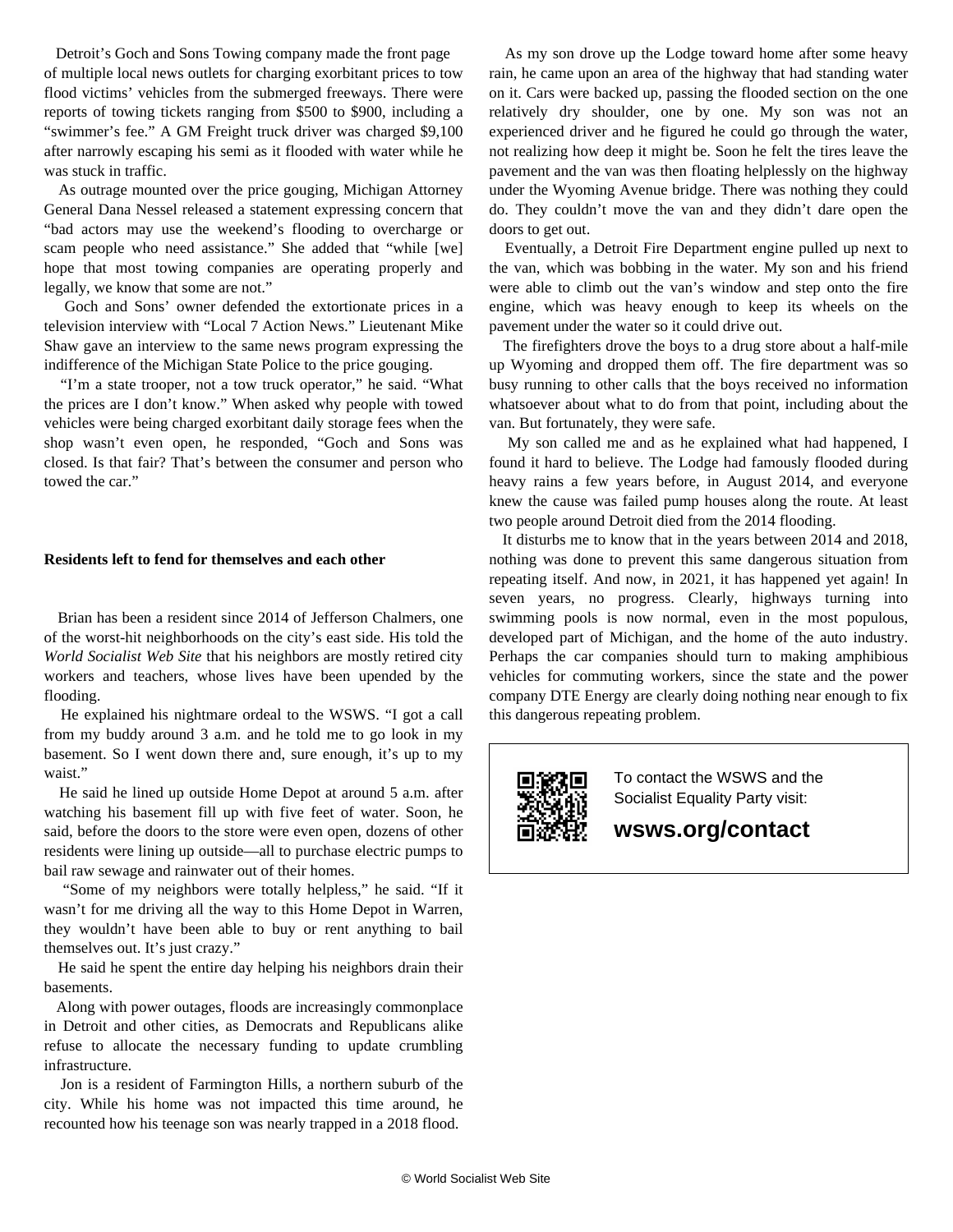Detroit's Goch and Sons Towing company made the front page of multiple local news outlets for charging exorbitant prices to tow flood victims' vehicles from the submerged freeways. There were reports of towing tickets ranging from $500 to $900, including a "swimmer's fee." A GM Freight truck driver was charged $9,100 after narrowly escaping his semi as it flooded with water while he was stuck in traffic.

As outrage mounted over the price gouging, Michigan Attorney General Dana Nessel released a statement expressing concern that "bad actors may use the weekend's flooding to overcharge or scam people who need assistance." She added that "while [we] hope that most towing companies are operating properly and legally, we know that some are not."

Goch and Sons' owner defended the extortionate prices in a television interview with "Local 7 Action News." Lieutenant Mike Shaw gave an interview to the same news program expressing the indifference of the Michigan State Police to the price gouging.

"I'm a state trooper, not a tow truck operator," he said. "What the prices are I don't know." When asked why people with towed vehicles were being charged exorbitant daily storage fees when the shop wasn't even open, he responded, "Goch and Sons was closed. Is that fair? That's between the consumer and person who towed the car."

**Residents left to fend for themselves and each other**

Brian has been a resident since 2014 of Jefferson Chalmers, one of the worst-hit neighborhoods on the city's east side. His told the *World Socialist Web Site* that his neighbors are mostly retired city workers and teachers, whose lives have been upended by the flooding.

He explained his nightmare ordeal to the WSWS. "I got a call from my buddy around 3 a.m. and he told me to go look in my basement. So I went down there and, sure enough, it's up to my waist."

He said he lined up outside Home Depot at around 5 a.m. after watching his basement fill up with five feet of water. Soon, he said, before the doors to the store were even open, dozens of other residents were lining up outside—all to purchase electric pumps to bail raw sewage and rainwater out of their homes.

"Some of my neighbors were totally helpless," he said. "If it wasn't for me driving all the way to this Home Depot in Warren, they wouldn't have been able to buy or rent anything to bail themselves out. It's just crazy."

He said he spent the entire day helping his neighbors drain their basements.

Along with power outages, floods are increasingly commonplace in Detroit and other cities, as Democrats and Republicans alike refuse to allocate the necessary funding to update crumbling infrastructure.

Jon is a resident of Farmington Hills, a northern suburb of the city. While his home was not impacted this time around, he recounted how his teenage son was nearly trapped in a 2018 flood.

As my son drove up the Lodge toward home after some heavy rain, he came upon an area of the highway that had standing water on it. Cars were backed up, passing the flooded section on the one relatively dry shoulder, one by one. My son was not an experienced driver and he figured he could go through the water, not realizing how deep it might be. Soon he felt the tires leave the pavement and the van was then floating helplessly on the highway under the Wyoming Avenue bridge. There was nothing they could do. They couldn't move the van and they didn't dare open the doors to get out.

Eventually, a Detroit Fire Department engine pulled up next to the van, which was bobbing in the water. My son and his friend were able to climb out the van's window and step onto the fire engine, which was heavy enough to keep its wheels on the pavement under the water so it could drive out.

The firefighters drove the boys to a drug store about a half-mile up Wyoming and dropped them off. The fire department was so busy running to other calls that the boys received no information whatsoever about what to do from that point, including about the van. But fortunately, they were safe.

My son called me and as he explained what had happened, I found it hard to believe. The Lodge had famously flooded during heavy rains a few years before, in August 2014, and everyone knew the cause was failed pump houses along the route. At least two people around Detroit died from the 2014 flooding.

It disturbs me to know that in the years between 2014 and 2018, nothing was done to prevent this same dangerous situation from repeating itself. And now, in 2021, it has happened yet again! In seven years, no progress. Clearly, highways turning into swimming pools is now normal, even in the most populous, developed part of Michigan, and the home of the auto industry. Perhaps the car companies should turn to making amphibious vehicles for commuting workers, since the state and the power company DTE Energy are clearly doing nothing near enough to fix this dangerous repeating problem.

To contact the WSWS and the Socialist Equality Party visit:

**wsws.org/contact**